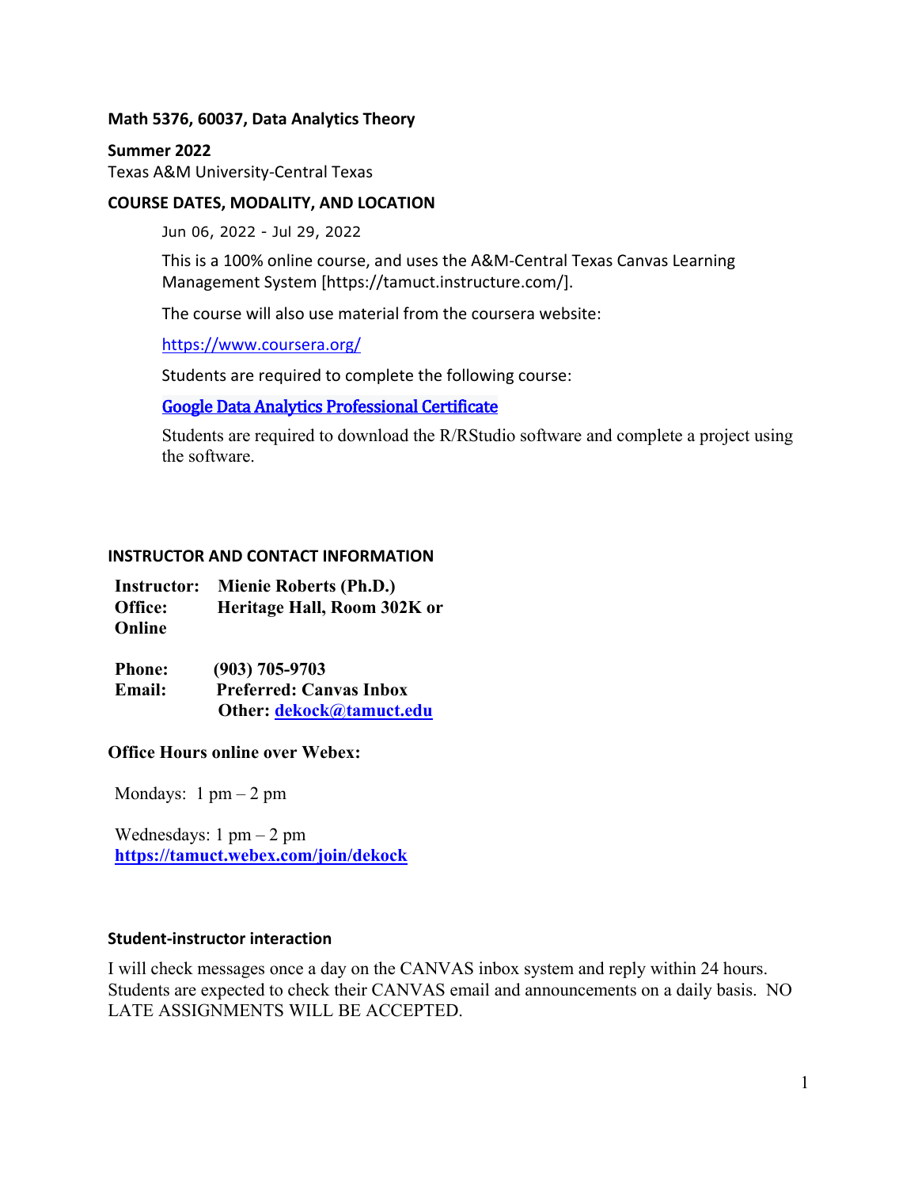**Math 5376, 60037, Data Analytics Theory**

**Summer 2022**
Texas A&M University-Central Texas

## COURSE DATES, MODALITY, AND LOCATION

Jun 06, 2022 - Jul 29, 2022

This is a 100% online course, and uses the A&M-Central Texas Canvas Learning Management System [https://tamuct.instructure.com/].

The course will also use material from the coursera website:

https://www.coursera.org/

Students are required to complete the following course:

Google Data Analytics Professional Certificate

Students are required to download the R/RStudio software and complete a project using the software.

## INSTRUCTOR AND CONTACT INFORMATION

**Instructor:** **Mienie Roberts (Ph.D.)**
**Office:** **Heritage Hall, Room 302K or Online**

**Phone:** **(903) 705-9703**
**Email:** **Preferred: Canvas Inbox**
**Other: dekock@tamuct.edu**

**Office Hours online over Webex:**

Mondays: 1 pm – 2 pm

Wednesdays: 1 pm – 2 pm
**https://tamuct.webex.com/join/dekock**

### Student-instructor interaction

I will check messages once a day on the CANVAS inbox system and reply within 24 hours. Students are expected to check their CANVAS email and announcements on a daily basis. NO LATE ASSIGNMENTS WILL BE ACCEPTED.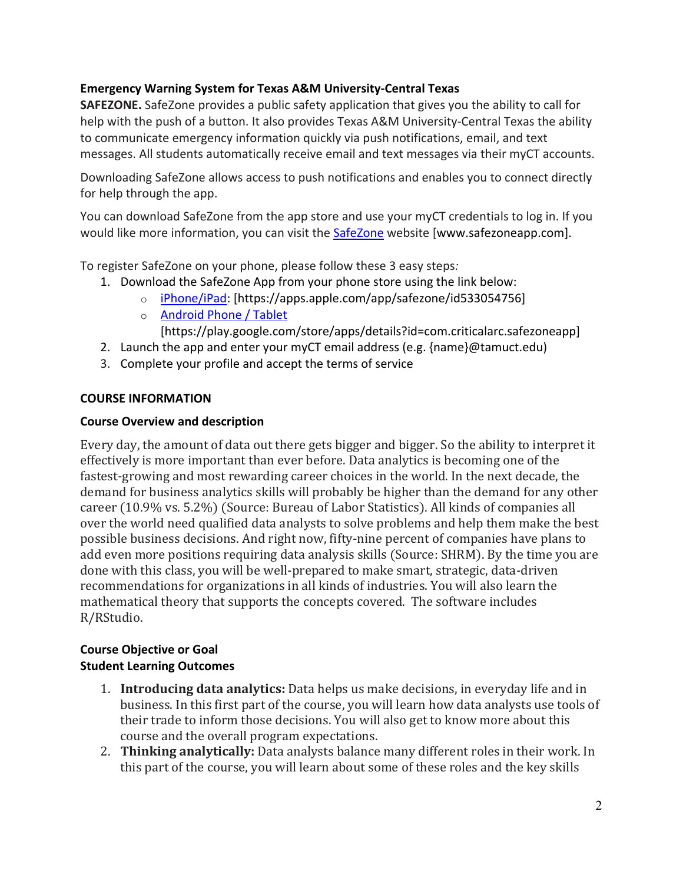**Emergency Warning System for Texas A&M University-Central Texas**

**SAFEZONE.** SafeZone provides a public safety application that gives you the ability to call for help with the push of a button. It also provides Texas A&M University-Central Texas the ability to communicate emergency information quickly via push notifications, email, and text messages. All students automatically receive email and text messages via their myCT accounts.

Downloading SafeZone allows access to push notifications and enables you to connect directly for help through the app.

You can download SafeZone from the app store and use your myCT credentials to log in. If you would like more information, you can visit the SafeZone website [www.safezoneapp.com].

To register SafeZone on your phone, please follow these 3 easy steps*:*

1. Download the SafeZone App from your phone store using the link below:
   - iPhone/iPad: [https://apps.apple.com/app/safezone/id533054756]
   - Android Phone / Tablet [https://play.google.com/store/apps/details?id=com.criticalarc.safezoneapp]
2. Launch the app and enter your myCT email address (e.g. {name}@tamuct.edu)
3. Complete your profile and accept the terms of service

## COURSE INFORMATION

### Course Overview and description

Every day, the amount of data out there gets bigger and bigger. So the ability to interpret it effectively is more important than ever before. Data analytics is becoming one of the fastest-growing and most rewarding career choices in the world. In the next decade, the demand for business analytics skills will probably be higher than the demand for any other career (10.9% vs. 5.2%) (Source: Bureau of Labor Statistics). All kinds of companies all over the world need qualified data analysts to solve problems and help them make the best possible business decisions. And right now, fifty-nine percent of companies have plans to add even more positions requiring data analysis skills (Source: SHRM). By the time you are done with this class, you will be well-prepared to make smart, strategic, data-driven recommendations for organizations in all kinds of industries. You will also learn the mathematical theory that supports the concepts covered. The software includes R/RStudio.

### Course Objective or Goal
### Student Learning Outcomes

1. **Introducing data analytics:** Data helps us make decisions, in everyday life and in business. In this first part of the course, you will learn how data analysts use tools of their trade to inform those decisions. You will also get to know more about this course and the overall program expectations.
2. **Thinking analytically:** Data analysts balance many different roles in their work. In this part of the course, you will learn about some of these roles and the key skills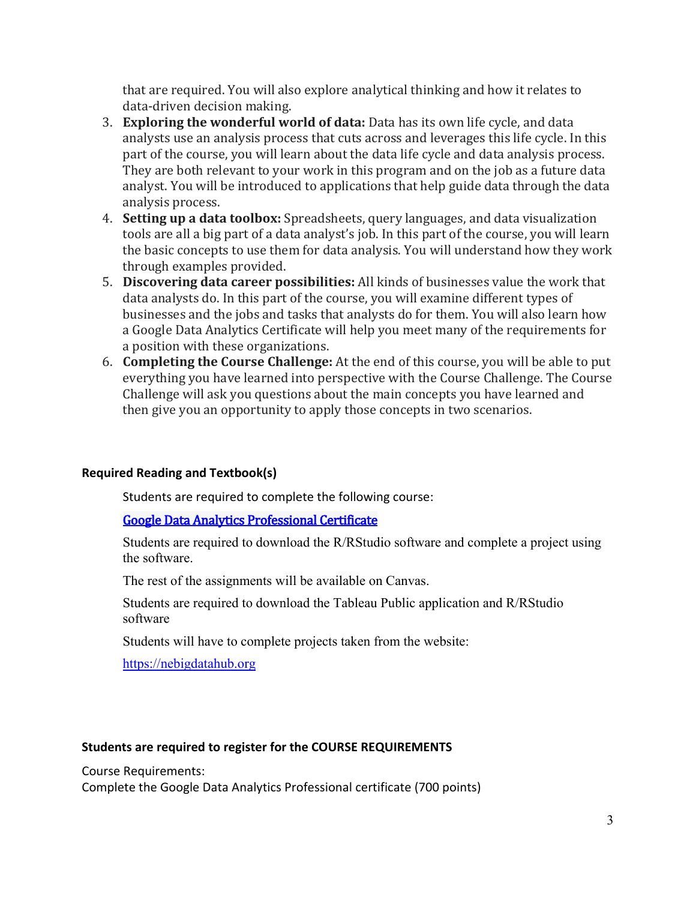that are required. You will also explore analytical thinking and how it relates to data-driven decision making.

3. **Exploring the wonderful world of data:** Data has its own life cycle, and data analysts use an analysis process that cuts across and leverages this life cycle. In this part of the course, you will learn about the data life cycle and data analysis process. They are both relevant to your work in this program and on the job as a future data analyst. You will be introduced to applications that help guide data through the data analysis process.
4. **Setting up a data toolbox:** Spreadsheets, query languages, and data visualization tools are all a big part of a data analyst's job. In this part of the course, you will learn the basic concepts to use them for data analysis. You will understand how they work through examples provided.
5. **Discovering data career possibilities:** All kinds of businesses value the work that data analysts do. In this part of the course, you will examine different types of businesses and the jobs and tasks that analysts do for them. You will also learn how a Google Data Analytics Certificate will help you meet many of the requirements for a position with these organizations.
6. **Completing the Course Challenge:** At the end of this course, you will be able to put everything you have learned into perspective with the Course Challenge. The Course Challenge will ask you questions about the main concepts you have learned and then give you an opportunity to apply those concepts in two scenarios.

### Required Reading and Textbook(s)

Students are required to complete the following course:

Google Data Analytics Professional Certificate

Students are required to download the R/RStudio software and complete a project using the software.

The rest of the assignments will be available on Canvas.

Students are required to download the Tableau Public application and R/RStudio software

Students will have to complete projects taken from the website:

https://nebigdatahub.org

### Students are required to register for the COURSE REQUIREMENTS

Course Requirements:
Complete the Google Data Analytics Professional certificate (700 points)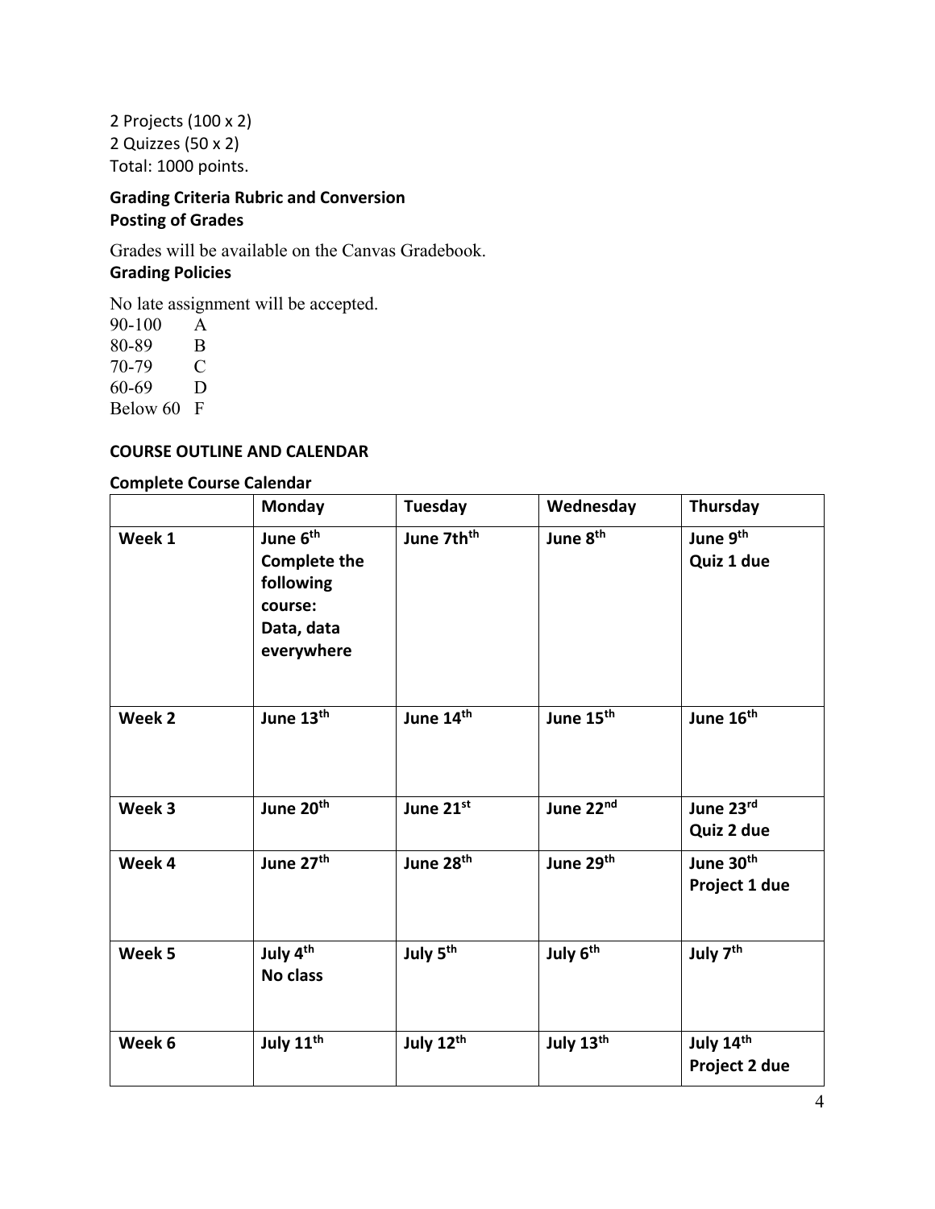2 Projects (100 x 2)
2 Quizzes (50 x 2)
Total: 1000 points.

**Grading Criteria Rubric and Conversion**
**Posting of Grades**

Grades will be available on the Canvas Gradebook.

**Grading Policies**

No late assignment will be accepted.

| | |
|---|---|
| 90-100 | A |
| 80-89 | B |
| 70-79 | C |
| 60-69 | D |
| Below 60 | F |

**COURSE OUTLINE AND CALENDAR**

**Complete Course Calendar**

| | Monday | Tuesday | Wednesday | Thursday |
|---|---|---|---|---|
| **Week 1** | **June 6th Complete the following course: Data, data everywhere** | **June 7thth** | **June 8th** | **June 9th Quiz 1 due** |
| **Week 2** | **June 13th** | **June 14th** | **June 15th** | **June 16th** |
| **Week 3** | **June 20th** | **June 21st** | **June 22nd** | **June 23rd Quiz 2 due** |
| **Week 4** | **June 27th** | **June 28th** | **June 29th** | **June 30th Project 1 due** |
| **Week 5** | **July 4th No class** | **July 5th** | **July 6th** | **July 7th** |
| **Week 6** | **July 11th** | **July 12th** | **July 13th** | **July 14th Project 2 due** |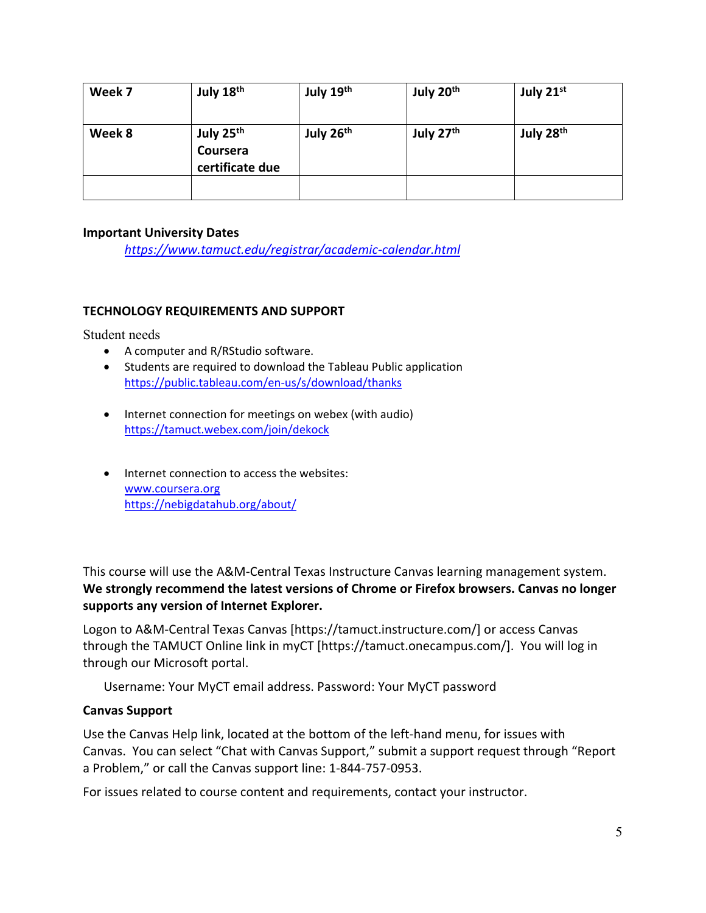| Week 7 | July 18th | July 19th | July 20th | July 21st |
|---|---|---|---|---|
| Week 8 | July 25th Coursera certificate due | July 26th | July 27th | July 28th |
| | | | | |

**Important University Dates**

*https://www.tamuct.edu/registrar/academic-calendar.html*

**TECHNOLOGY REQUIREMENTS AND SUPPORT**

Student needs

- A computer and R/RStudio software.
- Students are required to download the Tableau Public application https://public.tableau.com/en-us/s/download/thanks
- Internet connection for meetings on webex (with audio) https://tamuct.webex.com/join/dekock
- Internet connection to access the websites:
  www.coursera.org
  https://nebigdatahub.org/about/

This course will use the A&M-Central Texas Instructure Canvas learning management system. **We strongly recommend the latest versions of Chrome or Firefox browsers. Canvas no longer supports any version of Internet Explorer.**

Logon to A&M-Central Texas Canvas [https://tamuct.instructure.com/] or access Canvas through the TAMUCT Online link in myCT [https://tamuct.onecampus.com/]. You will log in through our Microsoft portal.

Username: Your MyCT email address. Password: Your MyCT password

**Canvas Support**

Use the Canvas Help link, located at the bottom of the left-hand menu, for issues with Canvas. You can select "Chat with Canvas Support," submit a support request through "Report a Problem," or call the Canvas support line: 1-844-757-0953.

For issues related to course content and requirements, contact your instructor.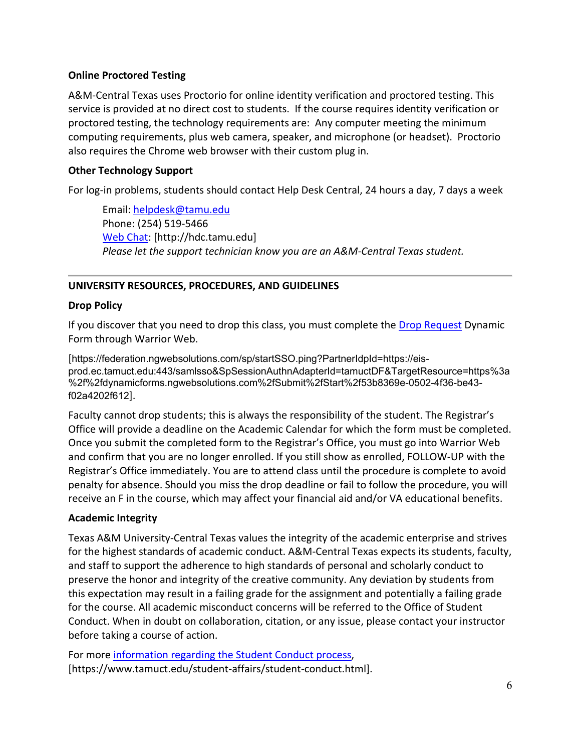**Online Proctored Testing**

A&M-Central Texas uses Proctorio for online identity verification and proctored testing. This service is provided at no direct cost to students. If the course requires identity verification or proctored testing, the technology requirements are: Any computer meeting the minimum computing requirements, plus web camera, speaker, and microphone (or headset). Proctorio also requires the Chrome web browser with their custom plug in.

**Other Technology Support**

For log-in problems, students should contact Help Desk Central, 24 hours a day, 7 days a week

> Email: helpdesk@tamu.edu
> Phone: (254) 519-5466
> Web Chat: [http://hdc.tamu.edu]
> *Please let the support technician know you are an A&M-Central Texas student.*

---

**UNIVERSITY RESOURCES, PROCEDURES, AND GUIDELINES**

**Drop Policy**

If you discover that you need to drop this class, you must complete the Drop Request Dynamic Form through Warrior Web.

[https://federation.ngwebsolutions.com/sp/startSSO.ping?PartnerIdpId=https://eis-prod.ec.tamuct.edu:443/samlsso&SpSessionAuthnAdapterId=tamuctDF&TargetResource=https%3a%2f%2fdynamicforms.ngwebsolutions.com%2fSubmit%2fStart%2f53b8369e-0502-4f36-be43-f02a4202f612].

Faculty cannot drop students; this is always the responsibility of the student. The Registrar's Office will provide a deadline on the Academic Calendar for which the form must be completed. Once you submit the completed form to the Registrar's Office, you must go into Warrior Web and confirm that you are no longer enrolled. If you still show as enrolled, FOLLOW-UP with the Registrar's Office immediately. You are to attend class until the procedure is complete to avoid penalty for absence. Should you miss the drop deadline or fail to follow the procedure, you will receive an F in the course, which may affect your financial aid and/or VA educational benefits.

**Academic Integrity**

Texas A&M University-Central Texas values the integrity of the academic enterprise and strives for the highest standards of academic conduct. A&M-Central Texas expects its students, faculty, and staff to support the adherence to high standards of personal and scholarly conduct to preserve the honor and integrity of the creative community. Any deviation by students from this expectation may result in a failing grade for the assignment and potentially a failing grade for the course. All academic misconduct concerns will be referred to the Office of Student Conduct. When in doubt on collaboration, citation, or any issue, please contact your instructor before taking a course of action.

For more information regarding the Student Conduct process, [https://www.tamuct.edu/student-affairs/student-conduct.html].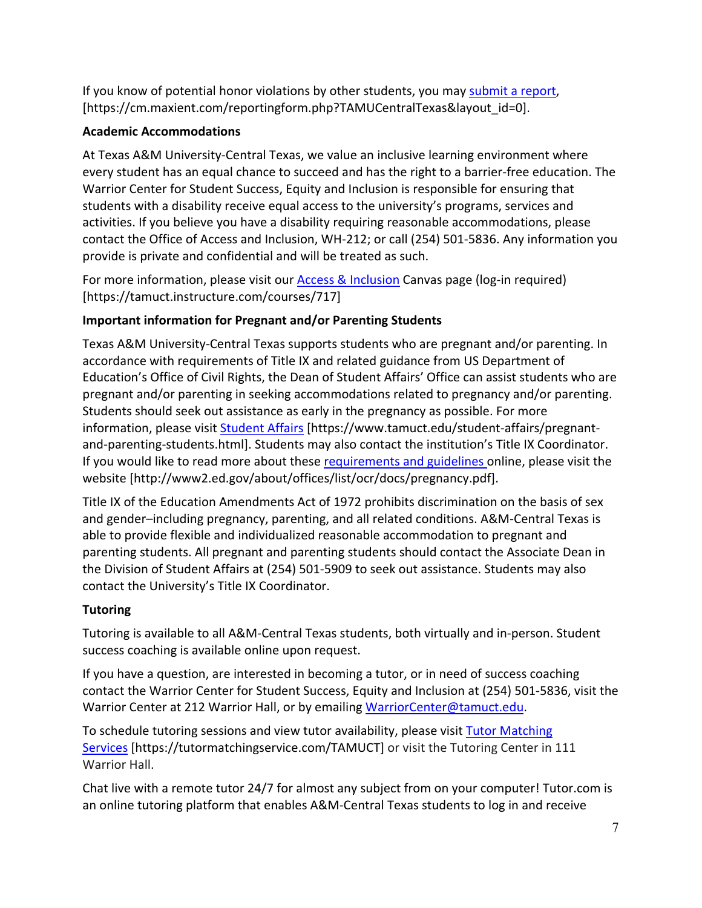If you know of potential honor violations by other students, you may [submit a report](https://cm.maxient.com/reportingform.php?TAMUCentralTexas&layout_id=0), [https://cm.maxient.com/reportingform.php?TAMUCentralTexas&layout_id=0].

**Academic Accommodations**

At Texas A&M University-Central Texas, we value an inclusive learning environment where every student has an equal chance to succeed and has the right to a barrier-free education. The Warrior Center for Student Success, Equity and Inclusion is responsible for ensuring that students with a disability receive equal access to the university's programs, services and activities. If you believe you have a disability requiring reasonable accommodations, please contact the Office of Access and Inclusion, WH-212; or call (254) 501-5836. Any information you provide is private and confidential and will be treated as such.

For more information, please visit our [Access & Inclusion](https://tamuct.instructure.com/courses/717) Canvas page (log-in required) [https://tamuct.instructure.com/courses/717]

**Important information for Pregnant and/or Parenting Students**

Texas A&M University-Central Texas supports students who are pregnant and/or parenting. In accordance with requirements of Title IX and related guidance from US Department of Education's Office of Civil Rights, the Dean of Student Affairs' Office can assist students who are pregnant and/or parenting in seeking accommodations related to pregnancy and/or parenting. Students should seek out assistance as early in the pregnancy as possible. For more information, please visit [Student Affairs](https://www.tamuct.edu/student-affairs/pregnant-and-parenting-students.html) [https://www.tamuct.edu/student-affairs/pregnant-and-parenting-students.html]. Students may also contact the institution's Title IX Coordinator. If you would like to read more about these [requirements and guidelines](http://www2.ed.gov/about/offices/list/ocr/docs/pregnancy.pdf) online, please visit the website [http://www2.ed.gov/about/offices/list/ocr/docs/pregnancy.pdf].

Title IX of the Education Amendments Act of 1972 prohibits discrimination on the basis of sex and gender–including pregnancy, parenting, and all related conditions. A&M-Central Texas is able to provide flexible and individualized reasonable accommodation to pregnant and parenting students. All pregnant and parenting students should contact the Associate Dean in the Division of Student Affairs at (254) 501-5909 to seek out assistance. Students may also contact the University's Title IX Coordinator.

**Tutoring**

Tutoring is available to all A&M-Central Texas students, both virtually and in-person. Student success coaching is available online upon request.

If you have a question, are interested in becoming a tutor, or in need of success coaching contact the Warrior Center for Student Success, Equity and Inclusion at (254) 501-5836, visit the Warrior Center at 212 Warrior Hall, or by emailing [WarriorCenter@tamuct.edu](mailto:WarriorCenter@tamuct.edu).

To schedule tutoring sessions and view tutor availability, please visit [Tutor Matching Services](https://tutormatchingservice.com/TAMUCT) [https://tutormatchingservice.com/TAMUCT] or visit the Tutoring Center in 111 Warrior Hall.

Chat live with a remote tutor 24/7 for almost any subject from on your computer! Tutor.com is an online tutoring platform that enables A&M-Central Texas students to log in and receive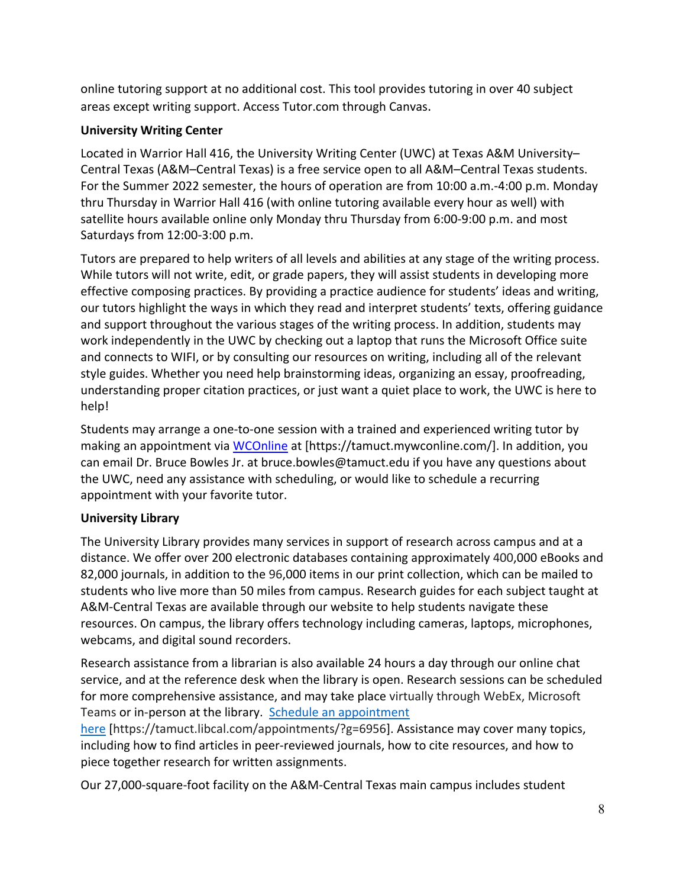online tutoring support at no additional cost. This tool provides tutoring in over 40 subject areas except writing support. Access Tutor.com through Canvas.

**University Writing Center**

Located in Warrior Hall 416, the University Writing Center (UWC) at Texas A&M University–Central Texas (A&M–Central Texas) is a free service open to all A&M–Central Texas students. For the Summer 2022 semester, the hours of operation are from 10:00 a.m.-4:00 p.m. Monday thru Thursday in Warrior Hall 416 (with online tutoring available every hour as well) with satellite hours available online only Monday thru Thursday from 6:00-9:00 p.m. and most Saturdays from 12:00-3:00 p.m.

Tutors are prepared to help writers of all levels and abilities at any stage of the writing process. While tutors will not write, edit, or grade papers, they will assist students in developing more effective composing practices. By providing a practice audience for students' ideas and writing, our tutors highlight the ways in which they read and interpret students' texts, offering guidance and support throughout the various stages of the writing process. In addition, students may work independently in the UWC by checking out a laptop that runs the Microsoft Office suite and connects to WIFI, or by consulting our resources on writing, including all of the relevant style guides. Whether you need help brainstorming ideas, organizing an essay, proofreading, understanding proper citation practices, or just want a quiet place to work, the UWC is here to help!

Students may arrange a one-to-one session with a trained and experienced writing tutor by making an appointment via WCOnline at [https://tamuct.mywconline.com/]. In addition, you can email Dr. Bruce Bowles Jr. at bruce.bowles@tamuct.edu if you have any questions about the UWC, need any assistance with scheduling, or would like to schedule a recurring appointment with your favorite tutor.

**University Library**

The University Library provides many services in support of research across campus and at a distance. We offer over 200 electronic databases containing approximately 400,000 eBooks and 82,000 journals, in addition to the 96,000 items in our print collection, which can be mailed to students who live more than 50 miles from campus. Research guides for each subject taught at A&M-Central Texas are available through our website to help students navigate these resources. On campus, the library offers technology including cameras, laptops, microphones, webcams, and digital sound recorders.

Research assistance from a librarian is also available 24 hours a day through our online chat service, and at the reference desk when the library is open. Research sessions can be scheduled for more comprehensive assistance, and may take place virtually through WebEx, Microsoft Teams or in-person at the library. Schedule an appointment here [https://tamuct.libcal.com/appointments/?g=6956]. Assistance may cover many topics, including how to find articles in peer-reviewed journals, how to cite resources, and how to piece together research for written assignments.

Our 27,000-square-foot facility on the A&M-Central Texas main campus includes student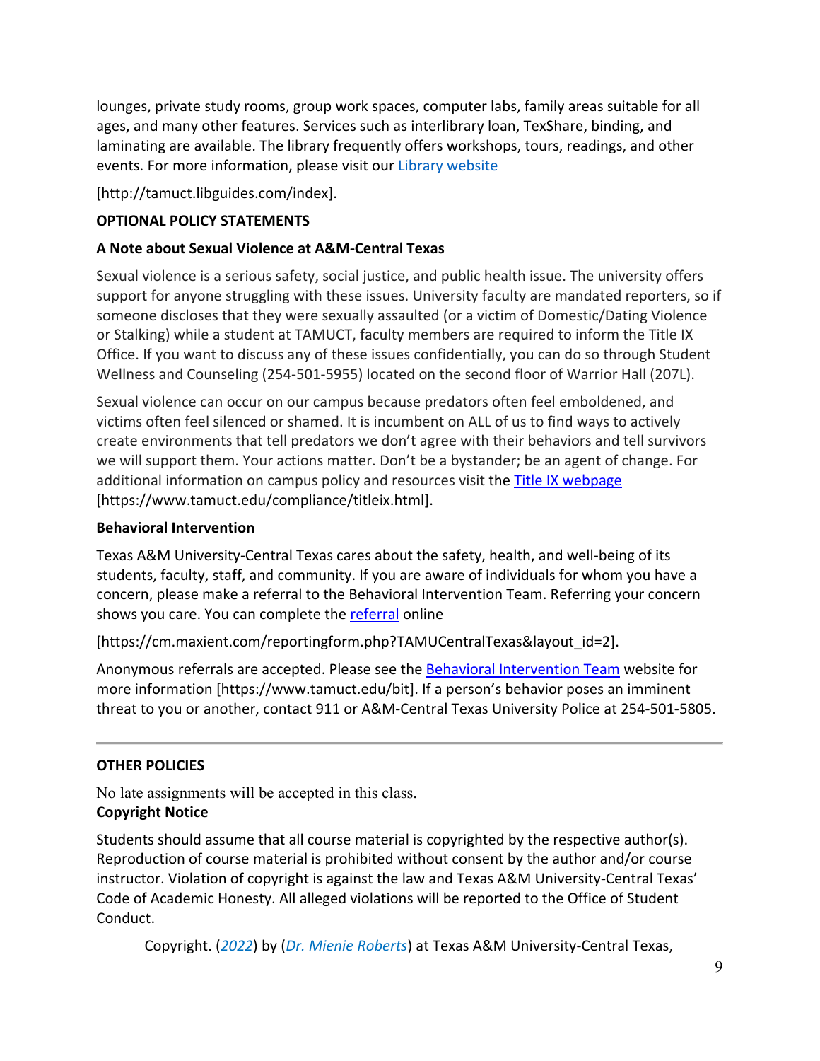lounges, private study rooms, group work spaces, computer labs, family areas suitable for all ages, and many other features. Services such as interlibrary loan, TexShare, binding, and laminating are available. The library frequently offers workshops, tours, readings, and other events. For more information, please visit our Library website

[http://tamuct.libguides.com/index].

**OPTIONAL POLICY STATEMENTS**

**A Note about Sexual Violence at A&M-Central Texas**

Sexual violence is a serious safety, social justice, and public health issue. The university offers support for anyone struggling with these issues. University faculty are mandated reporters, so if someone discloses that they were sexually assaulted (or a victim of Domestic/Dating Violence or Stalking) while a student at TAMUCT, faculty members are required to inform the Title IX Office. If you want to discuss any of these issues confidentially, you can do so through Student Wellness and Counseling (254-501-5955) located on the second floor of Warrior Hall (207L).

Sexual violence can occur on our campus because predators often feel emboldened, and victims often feel silenced or shamed. It is incumbent on ALL of us to find ways to actively create environments that tell predators we don't agree with their behaviors and tell survivors we will support them. Your actions matter. Don't be a bystander; be an agent of change. For additional information on campus policy and resources visit the Title IX webpage [https://www.tamuct.edu/compliance/titleix.html].

**Behavioral Intervention**

Texas A&M University-Central Texas cares about the safety, health, and well-being of its students, faculty, staff, and community. If you are aware of individuals for whom you have a concern, please make a referral to the Behavioral Intervention Team. Referring your concern shows you care. You can complete the referral online

[https://cm.maxient.com/reportingform.php?TAMUCentralTexas&layout_id=2].

Anonymous referrals are accepted. Please see the Behavioral Intervention Team website for more information [https://www.tamuct.edu/bit]. If a person's behavior poses an imminent threat to you or another, contact 911 or A&M-Central Texas University Police at 254-501-5805.

---

**OTHER POLICIES**

No late assignments will be accepted in this class.

**Copyright Notice**

Students should assume that all course material is copyrighted by the respective author(s). Reproduction of course material is prohibited without consent by the author and/or course instructor. Violation of copyright is against the law and Texas A&M University-Central Texas' Code of Academic Honesty. All alleged violations will be reported to the Office of Student Conduct.

Copyright. (*2022*) by (*Dr. Mienie Roberts*) at Texas A&M University-Central Texas,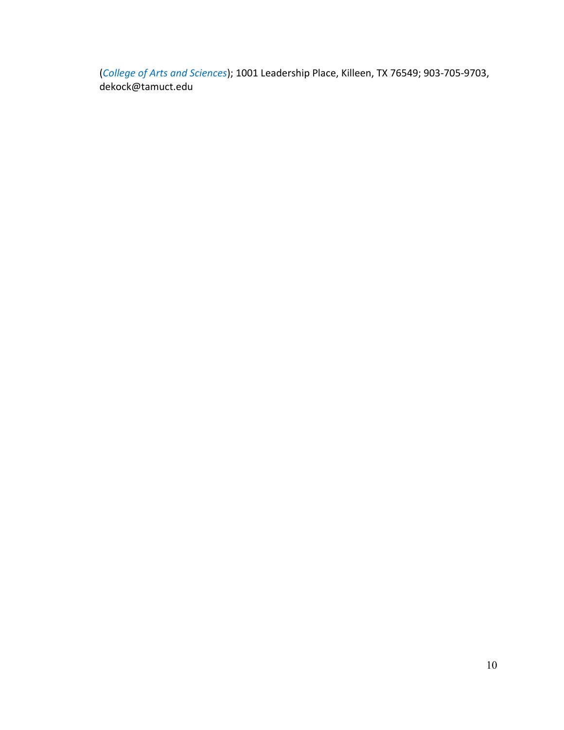(*College of Arts and Sciences*); 1001 Leadership Place, Killeen, TX 76549; 903-705-9703, dekock@tamuct.edu